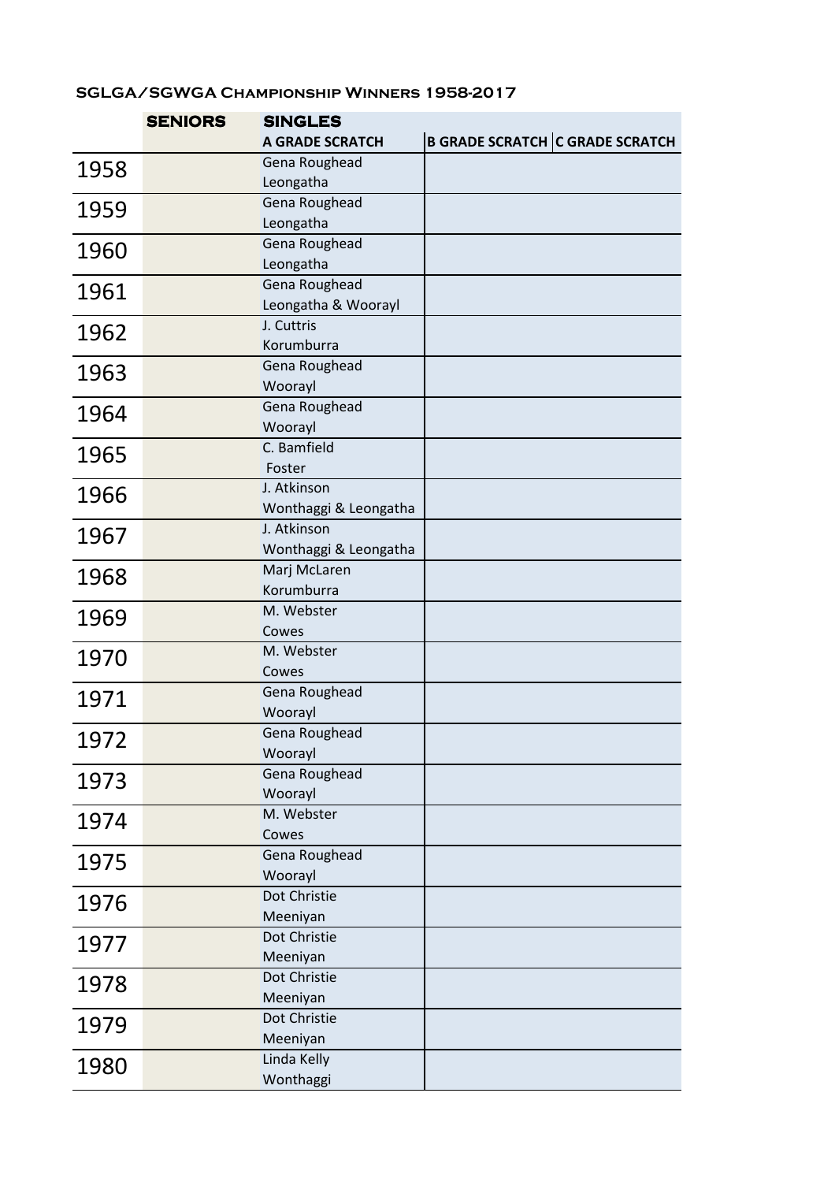## SGLGA/SGWGA Championship Winners 1958-2017

| | SENIORS | SINGLES | | |
|---|---|---|---|---|
| | | A GRADE SCRATCH | B GRADE SCRATCH | C GRADE SCRATCH |
| 1958 | | Gena Roughead<br>Leongatha | | |
| 1959 | | Gena Roughead<br>Leongatha | | |
| 1960 | | Gena Roughead<br>Leongatha | | |
| 1961 | | Gena Roughead<br>Leongatha & Woorayl | | |
| 1962 | | J. Cuttris<br>Korumburra | | |
| 1963 | | Gena Roughead<br>Woorayl | | |
| 1964 | | Gena Roughead<br>Woorayl | | |
| 1965 | | C. Bamfield<br>Foster | | |
| 1966 | | J. Atkinson<br>Wonthaggi & Leongatha | | |
| 1967 | | J. Atkinson<br>Wonthaggi & Leongatha | | |
| 1968 | | Marj McLaren<br>Korumburra | | |
| 1969 | | M. Webster<br>Cowes | | |
| 1970 | | M. Webster<br>Cowes | | |
| 1971 | | Gena Roughead<br>Woorayl | | |
| 1972 | | Gena Roughead<br>Woorayl | | |
| 1973 | | Gena Roughead<br>Woorayl | | |
| 1974 | | M. Webster<br>Cowes | | |
| 1975 | | Gena Roughead<br>Woorayl | | |
| 1976 | | Dot Christie<br>Meeniyan | | |
| 1977 | | Dot Christie<br>Meeniyan | | |
| 1978 | | Dot Christie<br>Meeniyan | | |
| 1979 | | Dot Christie<br>Meeniyan | | |
| 1980 | | Linda Kelly<br>Wonthaggi | | |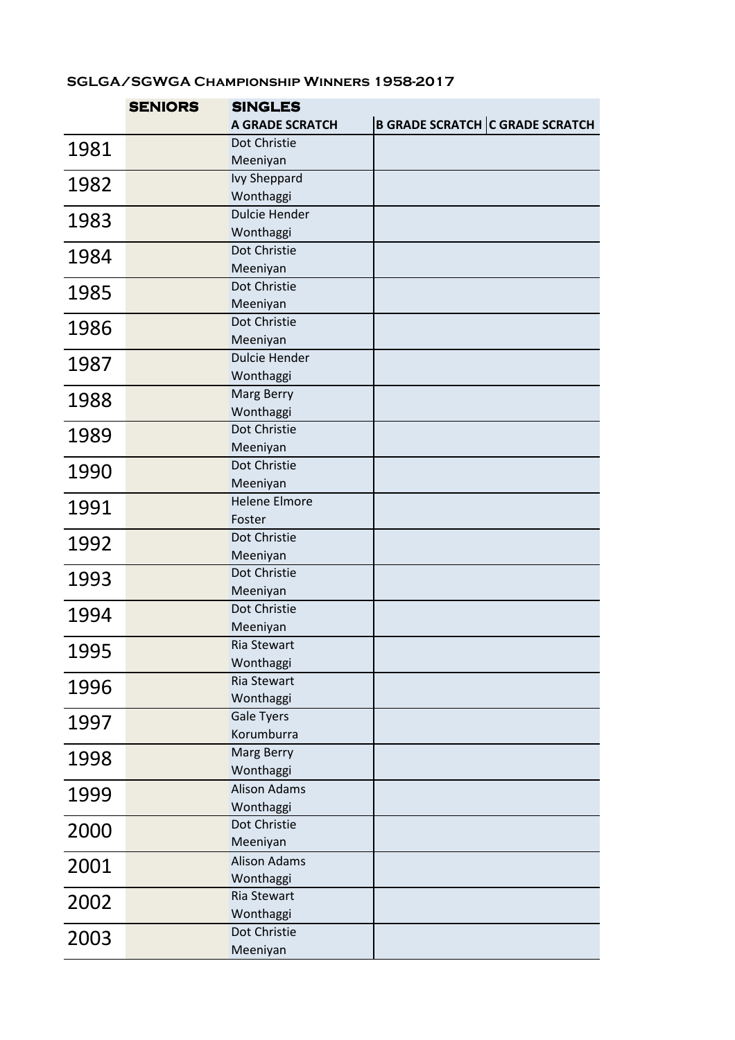### SGLGA/SGWGA Championship Winners 1958-2017

| | SENIORS | SINGLES | | |
|---|---|---|---|---|
| | | A GRADE SCRATCH | B GRADE SCRATCH | C GRADE SCRATCH |
| 1981 | | Dot Christie Meeniyan | | |
| 1982 | | Ivy Sheppard Wonthaggi | | |
| 1983 | | Dulcie Hender Wonthaggi | | |
| 1984 | | Dot Christie Meeniyan | | |
| 1985 | | Dot Christie Meeniyan | | |
| 1986 | | Dot Christie Meeniyan | | |
| 1987 | | Dulcie Hender Wonthaggi | | |
| 1988 | | Marg Berry Wonthaggi | | |
| 1989 | | Dot Christie Meeniyan | | |
| 1990 | | Dot Christie Meeniyan | | |
| 1991 | | Helene Elmore Foster | | |
| 1992 | | Dot Christie Meeniyan | | |
| 1993 | | Dot Christie Meeniyan | | |
| 1994 | | Dot Christie Meeniyan | | |
| 1995 | | Ria Stewart Wonthaggi | | |
| 1996 | | Ria Stewart Wonthaggi | | |
| 1997 | | Gale Tyers Korumburra | | |
| 1998 | | Marg Berry Wonthaggi | | |
| 1999 | | Alison Adams Wonthaggi | | |
| 2000 | | Dot Christie Meeniyan | | |
| 2001 | | Alison Adams Wonthaggi | | |
| 2002 | | Ria Stewart Wonthaggi | | |
| 2003 | | Dot Christie Meeniyan | | |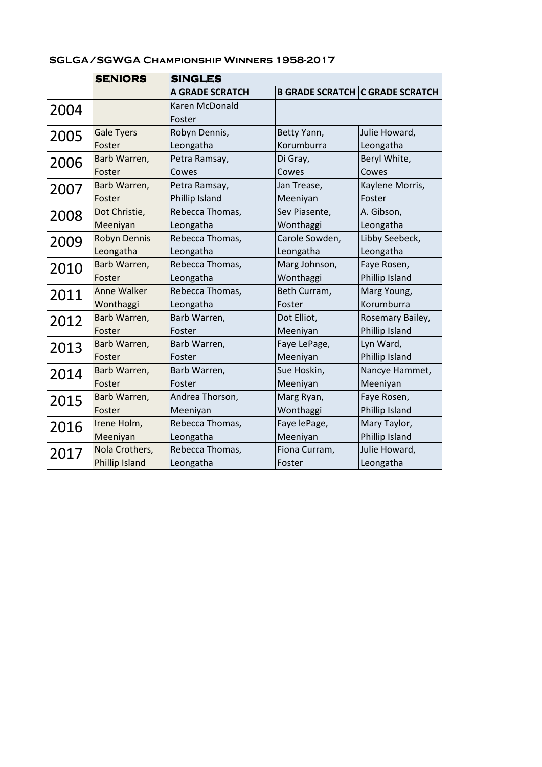SGLGA/SGWGA Championship Winners 1958-2017

| | SENIORS | SINGLES | | |
|---|---|---|---|---|
| | | A GRADE SCRATCH | B GRADE SCRATCH | C GRADE SCRATCH |
| 2004 | | Karen McDonald Foster | | |
| 2005 | Gale Tyers Foster | Robyn Dennis, Leongatha | Betty Yann, Korumburra | Julie Howard, Leongatha |
| 2006 | Barb Warren, Foster | Petra Ramsay, Cowes | Di Gray, Cowes | Beryl White, Cowes |
| 2007 | Barb Warren, Foster | Petra Ramsay, Phillip Island | Jan Trease, Meeniyan | Kaylene Morris, Foster |
| 2008 | Dot Christie, Meeniyan | Rebecca Thomas, Leongatha | Sev Piasente, Wonthaggi | A. Gibson, Leongatha |
| 2009 | Robyn Dennis Leongatha | Rebecca Thomas, Leongatha | Carole Sowden, Leongatha | Libby Seebeck, Leongatha |
| 2010 | Barb Warren, Foster | Rebecca Thomas, Leongatha | Marg Johnson, Wonthaggi | Faye Rosen, Phillip Island |
| 2011 | Anne Walker Wonthaggi | Rebecca Thomas, Leongatha | Beth Curram, Foster | Marg Young, Korumburra |
| 2012 | Barb Warren, Foster | Barb Warren, Foster | Dot Elliot, Meeniyan | Rosemary Bailey, Phillip Island |
| 2013 | Barb Warren, Foster | Barb Warren, Foster | Faye LePage, Meeniyan | Lyn Ward, Phillip Island |
| 2014 | Barb Warren, Foster | Barb Warren, Foster | Sue Hoskin, Meeniyan | Nancye Hammet, Meeniyan |
| 2015 | Barb Warren, Foster | Andrea Thorson, Meeniyan | Marg Ryan, Wonthaggi | Faye Rosen, Phillip Island |
| 2016 | Irene Holm, Meeniyan | Rebecca Thomas, Leongatha | Faye lePage, Meeniyan | Mary Taylor, Phillip Island |
| 2017 | Nola Crothers, Phillip Island | Rebecca Thomas, Leongatha | Fiona Curram, Foster | Julie Howard, Leongatha |